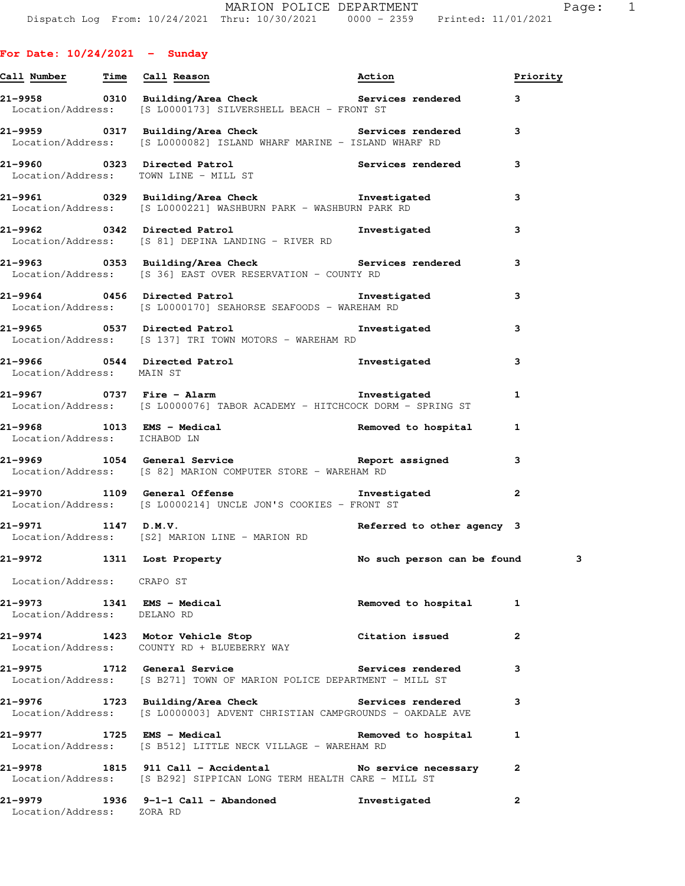For Date: 10/24/2021 - Sunday

| Call Number | Time | Call Reason | Action | Priority |
|---|---|---|---|---|
| 21-9958 | 0310 | Building/Area Check | Services rendered | 3 |
| Location/Address: | | [S L0000173] SILVERSHELL BEACH - FRONT ST | | |
| 21-9959 | 0317 | Building/Area Check | Services rendered | 3 |
| Location/Address: | | [S L0000082] ISLAND WHARF MARINE - ISLAND WHARF RD | | |
| 21-9960 | 0323 | Directed Patrol | Services rendered | 3 |
| Location/Address: | | TOWN LINE - MILL ST | | |
| 21-9961 | 0329 | Building/Area Check | Investigated | 3 |
| Location/Address: | | [S L0000221] WASHBURN PARK - WASHBURN PARK RD | | |
| 21-9962 | 0342 | Directed Patrol | Investigated | 3 |
| Location/Address: | | [S 81] DEPINA LANDING - RIVER RD | | |
| 21-9963 | 0353 | Building/Area Check | Services rendered | 3 |
| Location/Address: | | [S 36] EAST OVER RESERVATION - COUNTY RD | | |
| 21-9964 | 0456 | Directed Patrol | Investigated | 3 |
| Location/Address: | | [S L0000170] SEAHORSE SEAFOODS - WAREHAM RD | | |
| 21-9965 | 0537 | Directed Patrol | Investigated | 3 |
| Location/Address: | | [S 137] TRI TOWN MOTORS - WAREHAM RD | | |
| 21-9966 | 0544 | Directed Patrol | Investigated | 3 |
| Location/Address: | | MAIN ST | | |
| 21-9967 | 0737 | Fire - Alarm | Investigated | 1 |
| Location/Address: | | [S L0000076] TABOR ACADEMY - HITCHCOCK DORM - SPRING ST | | |
| 21-9968 | 1013 | EMS - Medical | Removed to hospital | 1 |
| Location/Address: | | ICHABOD LN | | |
| 21-9969 | 1054 | General Service | Report assigned | 3 |
| Location/Address: | | [S 82] MARION COMPUTER STORE - WAREHAM RD | | |
| 21-9970 | 1109 | General Offense | Investigated | 2 |
| Location/Address: | | [S L0000214] UNCLE JON'S COOKIES - FRONT ST | | |
| 21-9971 | 1147 | D.M.V. | Referred to other agency | 3 |
| Location/Address: | | [S2] MARION LINE - MARION RD | | |
| 21-9972 | 1311 | Lost Property | No such person can be found | 3 |
| Location/Address: | | CRAPO ST | | |
| 21-9973 | 1341 | EMS - Medical | Removed to hospital | 1 |
| Location/Address: | | DELANO RD | | |
| 21-9974 | 1423 | Motor Vehicle Stop | Citation issued | 2 |
| Location/Address: | | COUNTY RD + BLUEBERRY WAY | | |
| 21-9975 | 1712 | General Service | Services rendered | 3 |
| Location/Address: | | [S B271] TOWN OF MARION POLICE DEPARTMENT - MILL ST | | |
| 21-9976 | 1723 | Building/Area Check | Services rendered | 3 |
| Location/Address: | | [S L0000003] ADVENT CHRISTIAN CAMPGROUNDS - OAKDALE AVE | | |
| 21-9977 | 1725 | EMS - Medical | Removed to hospital | 1 |
| Location/Address: | | [S B512] LITTLE NECK VILLAGE - WAREHAM RD | | |
| 21-9978 | 1815 | 911 Call - Accidental | No service necessary | 2 |
| Location/Address: | | [S B292] SIPPICAN LONG TERM HEALTH CARE - MILL ST | | |
| 21-9979 | 1936 | 9-1-1 Call - Abandoned | Investigated | 2 |
| Location/Address: | | ZORA RD | | |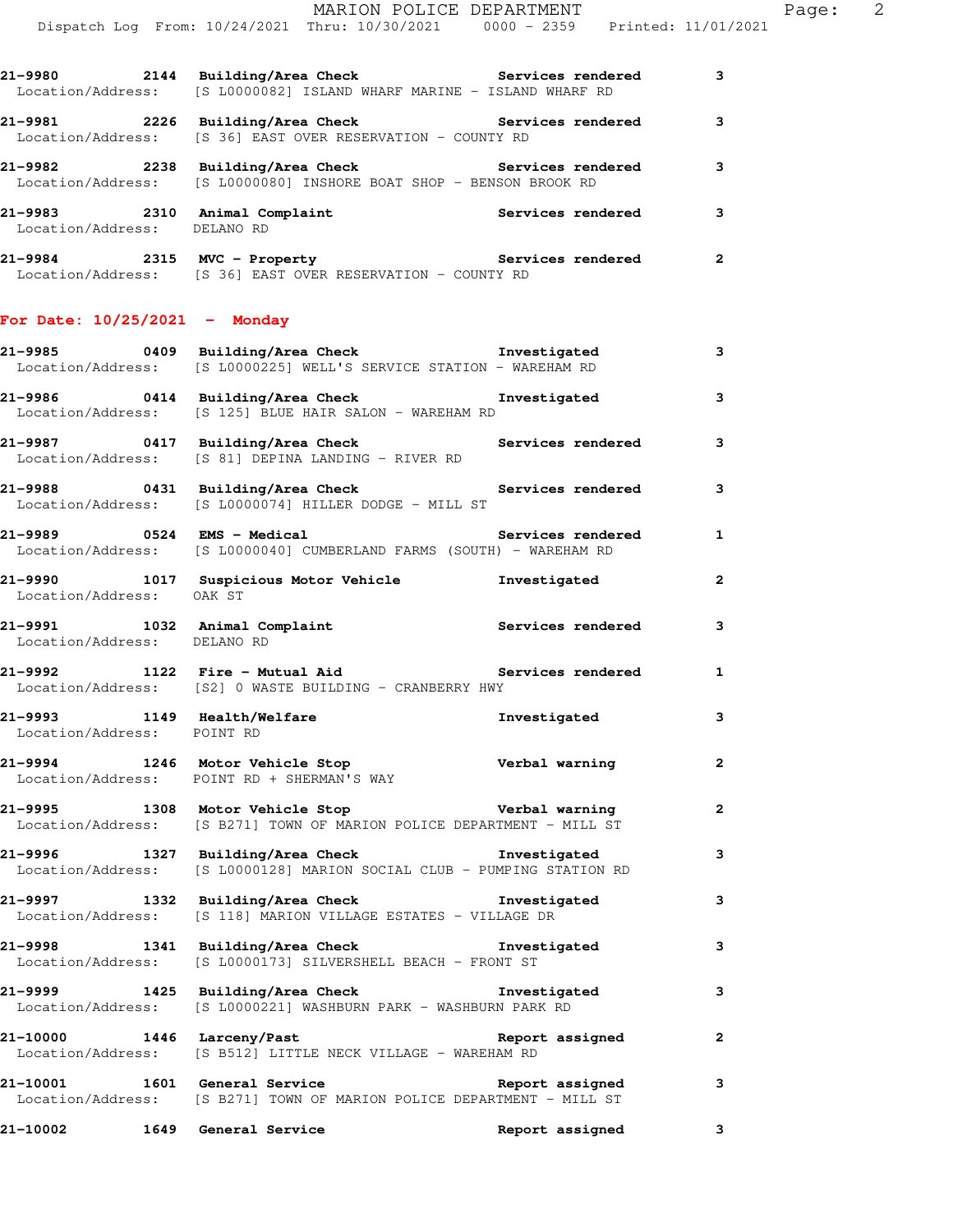21-9980 2144 **Building/Area Check** **Services rendered** **3**
Location/Address: [S L0000082] ISLAND WHARF MARINE - ISLAND WHARF RD

21-9981 2226 **Building/Area Check** **Services rendered** **3**
Location/Address: [S 36] EAST OVER RESERVATION - COUNTY RD

21-9982 2238 **Building/Area Check** **Services rendered** **3**
Location/Address: [S L0000080] INSHORE BOAT SHOP - BENSON BROOK RD

21-9983 2310 **Animal Complaint** **Services rendered** **3**
Location/Address: DELANO RD

21-9984 2315 **MVC - Property** **Services rendered** **2**
Location/Address: [S 36] EAST OVER RESERVATION - COUNTY RD

## For Date: 10/25/2021 - Monday

21-9985 0409 **Building/Area Check** **Investigated** **3**
Location/Address: [S L0000225] WELL'S SERVICE STATION - WAREHAM RD

21-9986 0414 **Building/Area Check** **Investigated** **3**
Location/Address: [S 125] BLUE HAIR SALON - WAREHAM RD

21-9987 0417 **Building/Area Check** **Services rendered** **3**
Location/Address: [S 81] DEPINA LANDING - RIVER RD

21-9988 0431 **Building/Area Check** **Services rendered** **3**
Location/Address: [S L0000074] HILLER DODGE - MILL ST

21-9989 0524 **EMS - Medical** **Services rendered** **1**
Location/Address: [S L0000040] CUMBERLAND FARMS (SOUTH) - WAREHAM RD

21-9990 1017 **Suspicious Motor Vehicle** **Investigated** **2**
Location/Address: OAK ST

21-9991 1032 **Animal Complaint** **Services rendered** **3**
Location/Address: DELANO RD

21-9992 1122 **Fire - Mutual Aid** **Services rendered** **1**
Location/Address: [S2] 0 WASTE BUILDING - CRANBERRY HWY

21-9993 1149 **Health/Welfare** **Investigated** **3**
Location/Address: POINT RD

21-9994 1246 **Motor Vehicle Stop** **Verbal warning** **2**
Location/Address: POINT RD + SHERMAN'S WAY

21-9995 1308 **Motor Vehicle Stop** **Verbal warning** **2**
Location/Address: [S B271] TOWN OF MARION POLICE DEPARTMENT - MILL ST

21-9996 1327 **Building/Area Check** **Investigated** **3**
Location/Address: [S L0000128] MARION SOCIAL CLUB - PUMPING STATION RD

21-9997 1332 **Building/Area Check** **Investigated** **3**
Location/Address: [S 118] MARION VILLAGE ESTATES - VILLAGE DR

21-9998 1341 **Building/Area Check** **Investigated** **3**
Location/Address: [S L0000173] SILVERSHELL BEACH - FRONT ST

21-9999 1425 **Building/Area Check** **Investigated** **3**
Location/Address: [S L0000221] WASHBURN PARK - WASHBURN PARK RD

21-10000 1446 **Larceny/Past** **Report assigned** **2**
Location/Address: [S B512] LITTLE NECK VILLAGE - WAREHAM RD

21-10001 1601 **General Service** **Report assigned** **3**
Location/Address: [S B271] TOWN OF MARION POLICE DEPARTMENT - MILL ST

21-10002 1649 **General Service** **Report assigned** **3**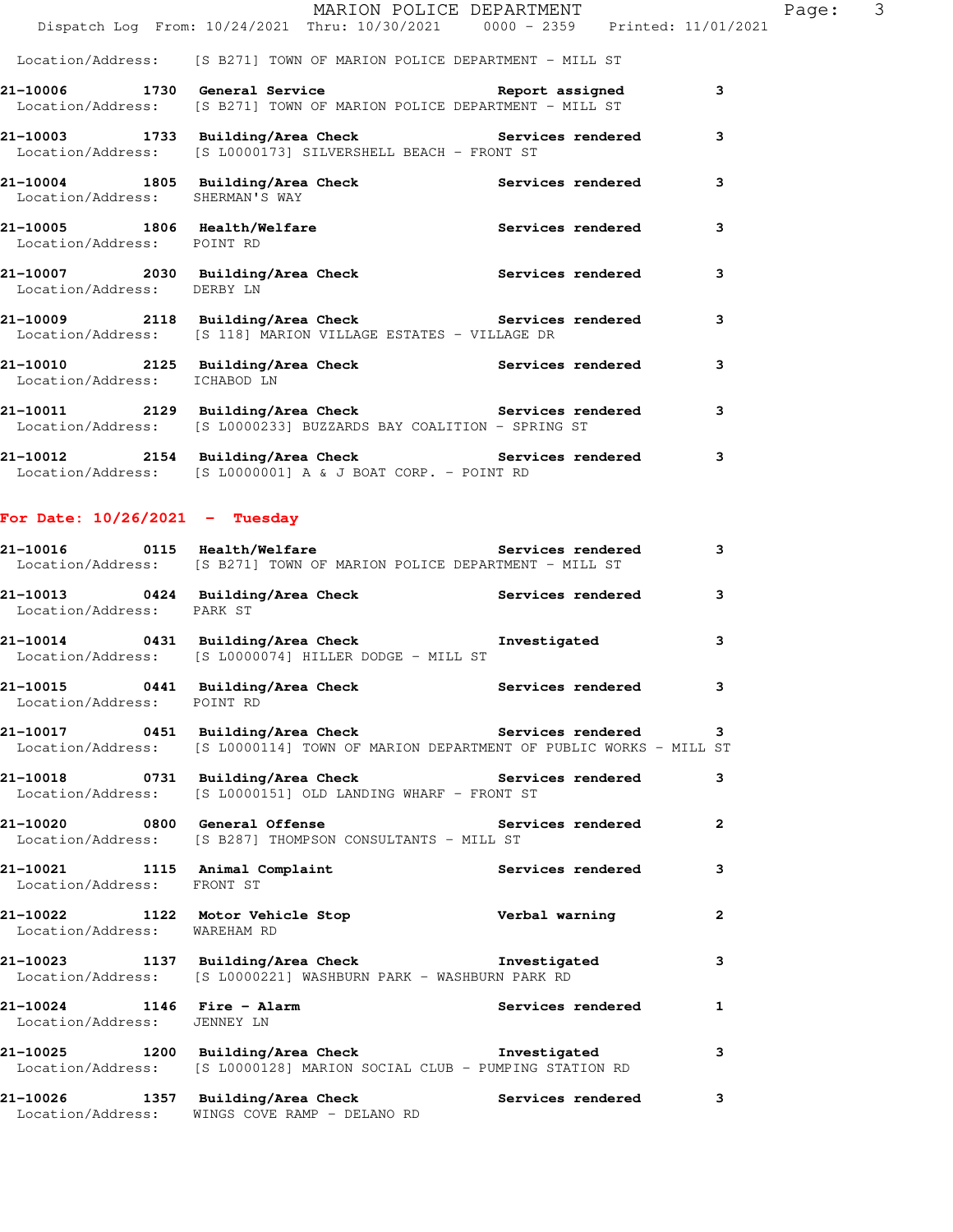Location/Address: [S B271] TOWN OF MARION POLICE DEPARTMENT - MILL ST

**21-10006 1730 General Service** Report assigned 3
Location/Address: [S B271] TOWN OF MARION POLICE DEPARTMENT - MILL ST

**21-10003 1733 Building/Area Check** Services rendered 3
Location/Address: [S L0000173] SILVERSHELL BEACH - FRONT ST

**21-10004 1805 Building/Area Check** Services rendered 3
Location/Address: SHERMAN'S WAY

**21-10005 1806 Health/Welfare** Services rendered 3
Location/Address: POINT RD

**21-10007 2030 Building/Area Check** Services rendered 3
Location/Address: DERBY LN

**21-10009 2118 Building/Area Check** Services rendered 3
Location/Address: [S 118] MARION VILLAGE ESTATES - VILLAGE DR

**21-10010 2125 Building/Area Check** Services rendered 3
Location/Address: ICHABOD LN

**21-10011 2129 Building/Area Check** Services rendered 3
Location/Address: [S L0000233] BUZZARDS BAY COALITION - SPRING ST

**21-10012 2154 Building/Area Check** Services rendered 3
Location/Address: [S L0000001] A & J BOAT CORP. - POINT RD

## For Date: 10/26/2021 - Tuesday

**21-10016 0115 Health/Welfare** Services rendered 3
Location/Address: [S B271] TOWN OF MARION POLICE DEPARTMENT - MILL ST

**21-10013 0424 Building/Area Check** Services rendered 3
Location/Address: PARK ST

**21-10014 0431 Building/Area Check** Investigated 3
Location/Address: [S L0000074] HILLER DODGE - MILL ST

**21-10015 0441 Building/Area Check** Services rendered 3
Location/Address: POINT RD

**21-10017 0451 Building/Area Check** Services rendered 3
Location/Address: [S L0000114] TOWN OF MARION DEPARTMENT OF PUBLIC WORKS - MILL ST

**21-10018 0731 Building/Area Check** Services rendered 3
Location/Address: [S L0000151] OLD LANDING WHARF - FRONT ST

**21-10020 0800 General Offense** Services rendered 2
Location/Address: [S B287] THOMPSON CONSULTANTS - MILL ST

**21-10021 1115 Animal Complaint** Services rendered 3
Location/Address: FRONT ST

**21-10022 1122 Motor Vehicle Stop** Verbal warning 2
Location/Address: WAREHAM RD

**21-10023 1137 Building/Area Check** Investigated 3
Location/Address: [S L0000221] WASHBURN PARK - WASHBURN PARK RD

**21-10024 1146 Fire - Alarm** Services rendered 1
Location/Address: JENNEY LN

**21-10025 1200 Building/Area Check** Investigated 3
Location/Address: [S L0000128] MARION SOCIAL CLUB - PUMPING STATION RD

**21-10026 1357 Building/Area Check** Services rendered 3
Location/Address: WINGS COVE RAMP - DELANO RD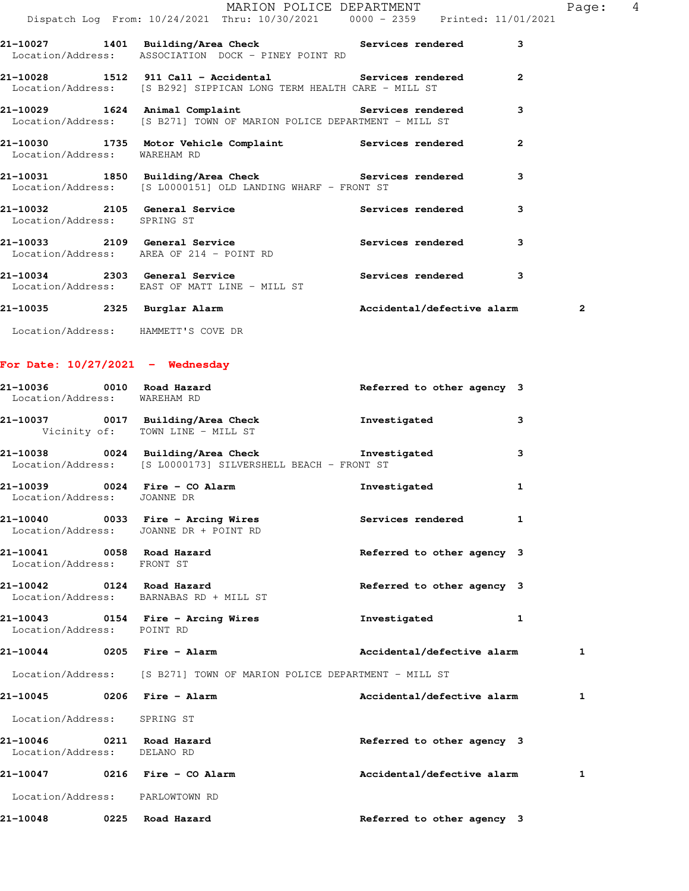21-10027 1401 **Building/Area Check** **Services rendered** 3
Location/Address: ASSOCIATION DOCK - PINEY POINT RD

21-10028 1512 **911 Call - Accidental** **Services rendered** 2
Location/Address: [S B292] SIPPICAN LONG TERM HEALTH CARE - MILL ST

21-10029 1624 **Animal Complaint** **Services rendered** 3
Location/Address: [S B271] TOWN OF MARION POLICE DEPARTMENT - MILL ST

21-10030 1735 **Motor Vehicle Complaint** **Services rendered** 2
Location/Address: WAREHAM RD

21-10031 1850 **Building/Area Check** **Services rendered** 3
Location/Address: [S L0000151] OLD LANDING WHARF - FRONT ST

21-10032 2105 **General Service** **Services rendered** 3
Location/Address: SPRING ST

21-10033 2109 **General Service** **Services rendered** 3
Location/Address: AREA OF 214 - POINT RD

21-10034 2303 **General Service** **Services rendered** 3
Location/Address: EAST OF MATT LINE - MILL ST

21-10035 2325 **Burglar Alarm** **Accidental/defective alarm** 2
Location/Address: HAMMETT'S COVE DR

## For Date: 10/27/2021 - Wednesday

21-10036 0010 **Road Hazard** **Referred to other agency** 3
Location/Address: WAREHAM RD

21-10037 0017 **Building/Area Check** **Investigated** 3
Vicinity of: TOWN LINE - MILL ST

21-10038 0024 **Building/Area Check** **Investigated** 3
Location/Address: [S L0000173] SILVERSHELL BEACH - FRONT ST

21-10039 0024 **Fire - CO Alarm** **Investigated** 1
Location/Address: JOANNE DR

21-10040 0033 **Fire - Arcing Wires** **Services rendered** 1
Location/Address: JOANNE DR + POINT RD

21-10041 0058 **Road Hazard** **Referred to other agency** 3
Location/Address: FRONT ST

21-10042 0124 **Road Hazard** **Referred to other agency** 3
Location/Address: BARNABAS RD + MILL ST

21-10043 0154 **Fire - Arcing Wires** **Investigated** 1
Location/Address: POINT RD

21-10044 0205 **Fire - Alarm** **Accidental/defective alarm** 1
Location/Address: [S B271] TOWN OF MARION POLICE DEPARTMENT - MILL ST

21-10045 0206 **Fire - Alarm** **Accidental/defective alarm** 1
Location/Address: SPRING ST

21-10046 0211 **Road Hazard** **Referred to other agency** 3
Location/Address: DELANO RD

21-10047 0216 **Fire - CO Alarm** **Accidental/defective alarm** 1
Location/Address: PARLOWTOWN RD

21-10048 0225 **Road Hazard** **Referred to other agency** 3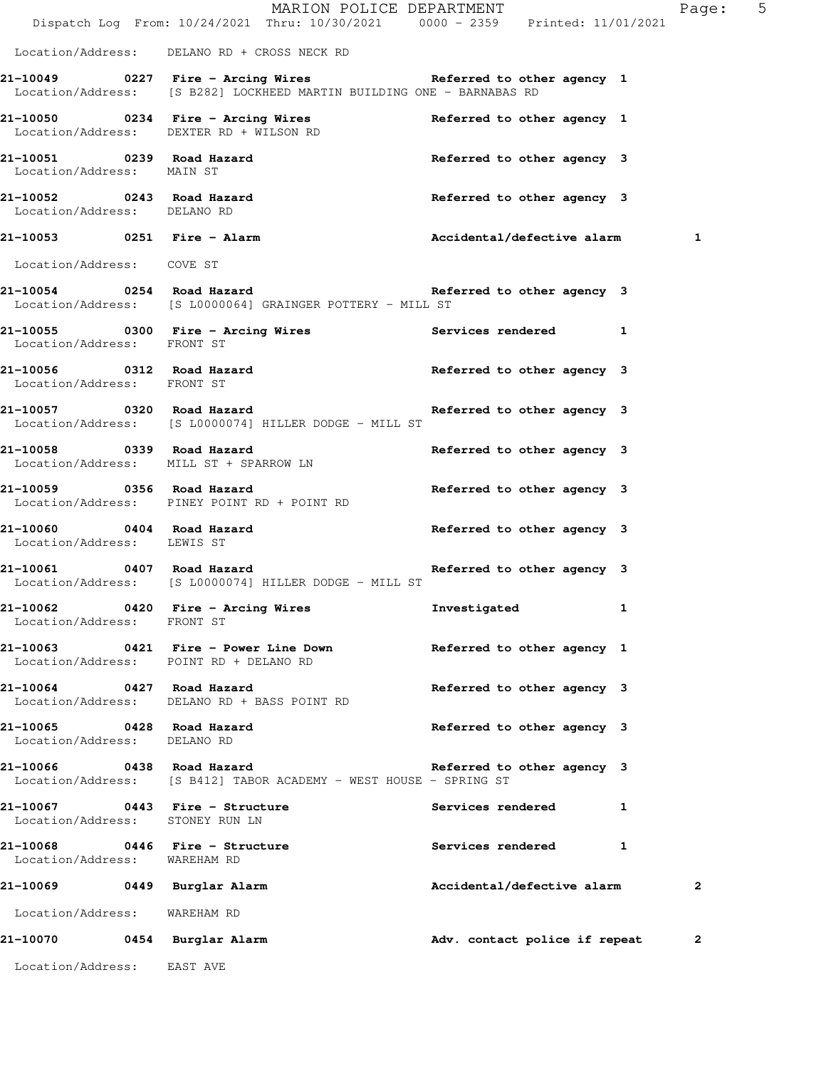Location/Address: DELANO RD + CROSS NECK RD

**21-10049 0227 Fire - Arcing Wires** Referred to other agency 1
Location/Address: [S B282] LOCKHEED MARTIN BUILDING ONE - BARNABAS RD

**21-10050 0234 Fire - Arcing Wires** Referred to other agency 1
Location/Address: DEXTER RD + WILSON RD

**21-10051 0239 Road Hazard** Referred to other agency 3
Location/Address: MAIN ST

**21-10052 0243 Road Hazard** Referred to other agency 3
Location/Address: DELANO RD

**21-10053 0251 Fire - Alarm** Accidental/defective alarm 1
Location/Address: COVE ST

**21-10054 0254 Road Hazard** Referred to other agency 3
Location/Address: [S L0000064] GRAINGER POTTERY - MILL ST

**21-10055 0300 Fire - Arcing Wires** Services rendered 1
Location/Address: FRONT ST

**21-10056 0312 Road Hazard** Referred to other agency 3
Location/Address: FRONT ST

**21-10057 0320 Road Hazard** Referred to other agency 3
Location/Address: [S L0000074] HILLER DODGE - MILL ST

**21-10058 0339 Road Hazard** Referred to other agency 3
Location/Address: MILL ST + SPARROW LN

**21-10059 0356 Road Hazard** Referred to other agency 3
Location/Address: PINEY POINT RD + POINT RD

**21-10060 0404 Road Hazard** Referred to other agency 3
Location/Address: LEWIS ST

**21-10061 0407 Road Hazard** Referred to other agency 3
Location/Address: [S L0000074] HILLER DODGE - MILL ST

**21-10062 0420 Fire - Arcing Wires** Investigated 1
Location/Address: FRONT ST

**21-10063 0421 Fire - Power Line Down** Referred to other agency 1
Location/Address: POINT RD + DELANO RD

**21-10064 0427 Road Hazard** Referred to other agency 3
Location/Address: DELANO RD + BASS POINT RD

**21-10065 0428 Road Hazard** Referred to other agency 3
Location/Address: DELANO RD

**21-10066 0438 Road Hazard** Referred to other agency 3
Location/Address: [S B412] TABOR ACADEMY - WEST HOUSE - SPRING ST

**21-10067 0443 Fire - Structure** Services rendered 1
Location/Address: STONEY RUN LN

**21-10068 0446 Fire - Structure** Services rendered 1
Location/Address: WAREHAM RD

**21-10069 0449 Burglar Alarm** Accidental/defective alarm 2
Location/Address: WAREHAM RD

**21-10070 0454 Burglar Alarm** Adv. contact police if repeat 2
Location/Address: EAST AVE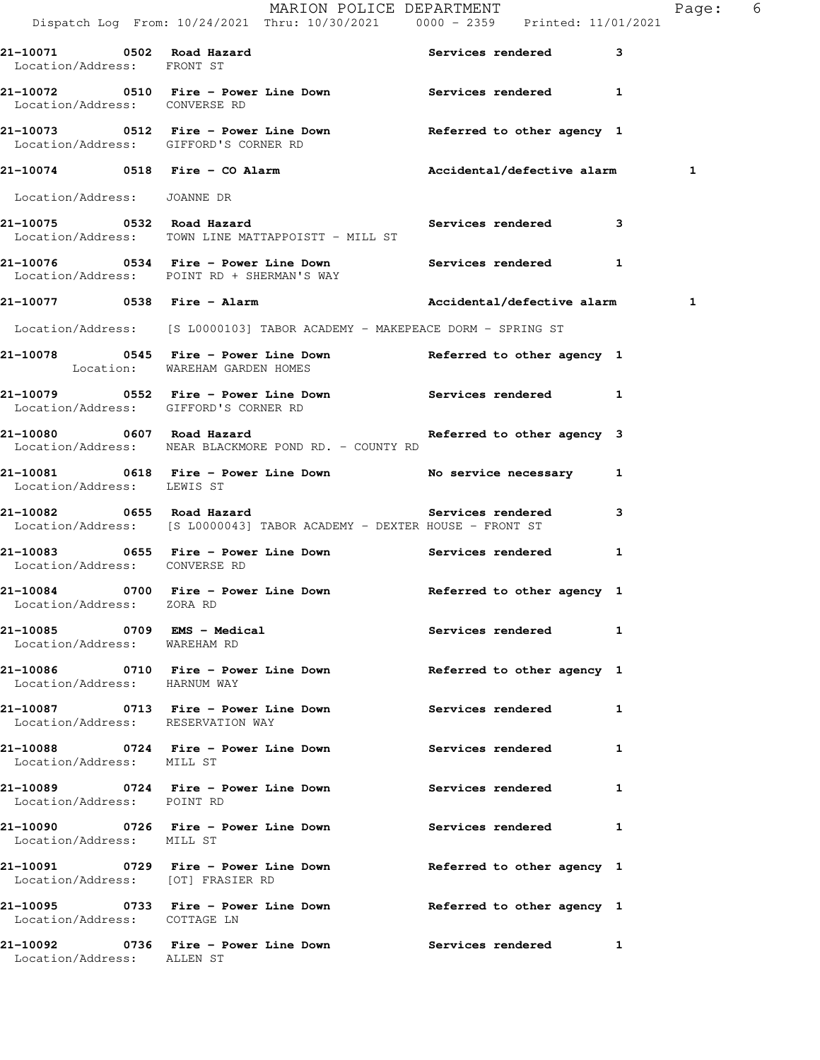**21-10071 0502 Road Hazard** Services rendered 3
Location/Address: FRONT ST

**21-10072 0510 Fire - Power Line Down** Services rendered 1
Location/Address: CONVERSE RD

**21-10073 0512 Fire - Power Line Down** Referred to other agency 1
Location/Address: GIFFORD'S CORNER RD

**21-10074 0518 Fire - CO Alarm** Accidental/defective alarm 1
Location/Address: JOANNE DR

**21-10075 0532 Road Hazard** Services rendered 3
Location/Address: TOWN LINE MATTAPPOISTT - MILL ST

**21-10076 0534 Fire - Power Line Down** Services rendered 1
Location/Address: POINT RD + SHERMAN'S WAY

**21-10077 0538 Fire - Alarm** Accidental/defective alarm 1
Location/Address: [S L0000103] TABOR ACADEMY - MAKEPEACE DORM - SPRING ST

**21-10078 0545 Fire - Power Line Down** Referred to other agency 1
Location: WAREHAM GARDEN HOMES

**21-10079 0552 Fire - Power Line Down** Services rendered 1
Location/Address: GIFFORD'S CORNER RD

**21-10080 0607 Road Hazard** Referred to other agency 3
Location/Address: NEAR BLACKMORE POND RD. - COUNTY RD

**21-10081 0618 Fire - Power Line Down** No service necessary 1
Location/Address: LEWIS ST

**21-10082 0655 Road Hazard** Services rendered 3
Location/Address: [S L0000043] TABOR ACADEMY - DEXTER HOUSE - FRONT ST

**21-10083 0655 Fire - Power Line Down** Services rendered 1
Location/Address: CONVERSE RD

**21-10084 0700 Fire - Power Line Down** Referred to other agency 1
Location/Address: ZORA RD

**21-10085 0709 EMS - Medical** Services rendered 1
Location/Address: WAREHAM RD

**21-10086 0710 Fire - Power Line Down** Referred to other agency 1
Location/Address: HARNUM WAY

**21-10087 0713 Fire - Power Line Down** Services rendered 1
Location/Address: RESERVATION WAY

**21-10088 0724 Fire - Power Line Down** Services rendered 1
Location/Address: MILL ST

**21-10089 0724 Fire - Power Line Down** Services rendered 1
Location/Address: POINT RD

**21-10090 0726 Fire - Power Line Down** Services rendered 1
Location/Address: MILL ST

**21-10091 0729 Fire - Power Line Down** Referred to other agency 1
Location/Address: [OT] FRASIER RD

**21-10095 0733 Fire - Power Line Down** Referred to other agency 1
Location/Address: COTTAGE LN

**21-10092 0736 Fire - Power Line Down** Services rendered 1
Location/Address: ALLEN ST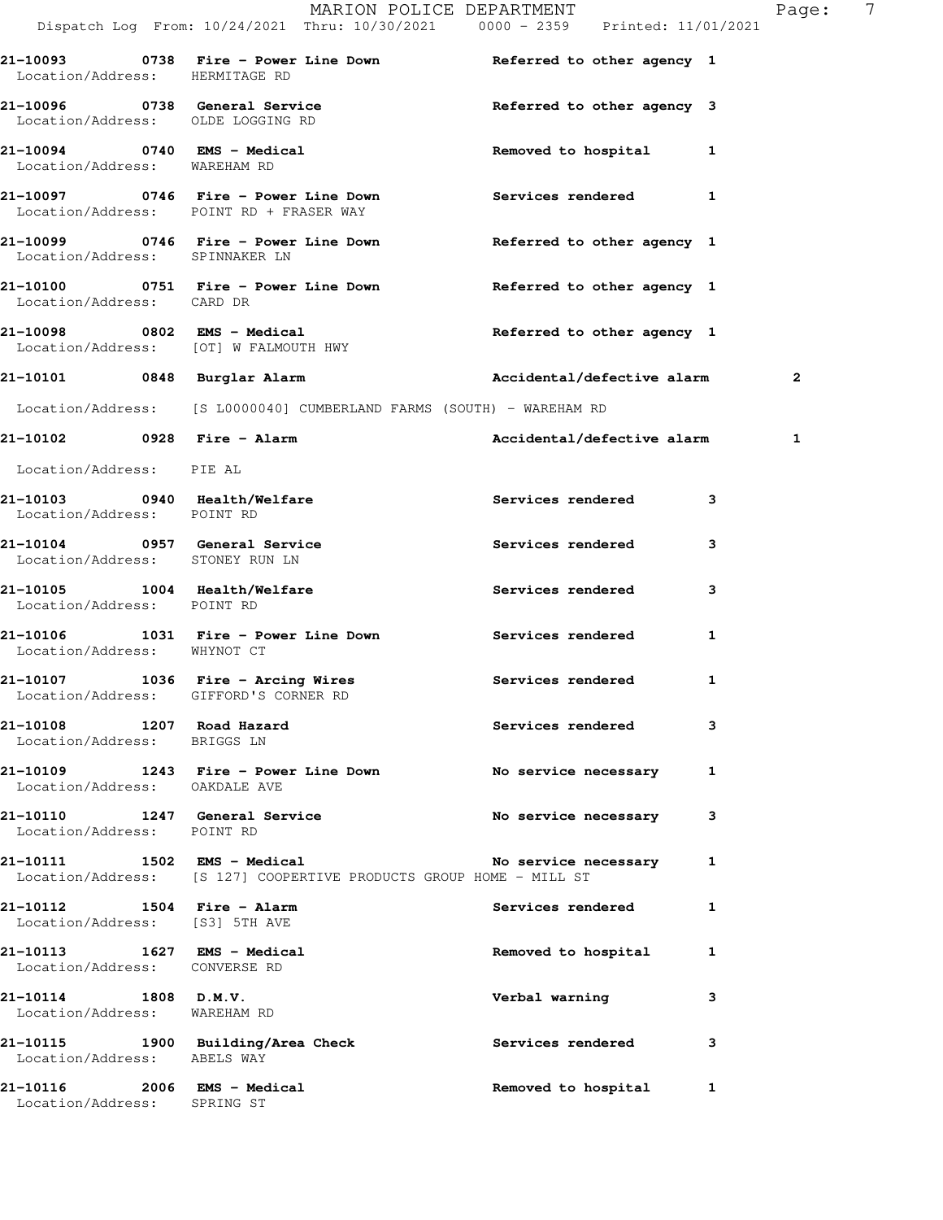21-10093 0738 **Fire - Power Line Down** Referred to other agency 1
Location/Address: HERMITAGE RD

21-10096 0738 **General Service** Referred to other agency 3
Location/Address: OLDE LOGGING RD

21-10094 0740 **EMS - Medical** Removed to hospital 1
Location/Address: WAREHAM RD

21-10097 0746 **Fire - Power Line Down** Services rendered 1
Location/Address: POINT RD + FRASER WAY

21-10099 0746 **Fire - Power Line Down** Referred to other agency 1
Location/Address: SPINNAKER LN

21-10100 0751 **Fire - Power Line Down** Referred to other agency 1
Location/Address: CARD DR

21-10098 0802 **EMS - Medical** Referred to other agency 1
Location/Address: [OT] W FALMOUTH HWY

21-10101 0848 **Burglar Alarm** Accidental/defective alarm 2
Location/Address: [S L0000040] CUMBERLAND FARMS (SOUTH) - WAREHAM RD

21-10102 0928 **Fire - Alarm** Accidental/defective alarm 1
Location/Address: PIE AL

21-10103 0940 **Health/Welfare** Services rendered 3
Location/Address: POINT RD

21-10104 0957 **General Service** Services rendered 3
Location/Address: STONEY RUN LN

21-10105 1004 **Health/Welfare** Services rendered 3
Location/Address: POINT RD

21-10106 1031 **Fire - Power Line Down** Services rendered 1
Location/Address: WHYNOT CT

21-10107 1036 **Fire - Arcing Wires** Services rendered 1
Location/Address: GIFFORD'S CORNER RD

21-10108 1207 **Road Hazard** Services rendered 3
Location/Address: BRIGGS LN

21-10109 1243 **Fire - Power Line Down** No service necessary 1
Location/Address: OAKDALE AVE

21-10110 1247 **General Service** No service necessary 3
Location/Address: POINT RD

21-10111 1502 **EMS - Medical** No service necessary 1
Location/Address: [S 127] COOPERTIVE PRODUCTS GROUP HOME - MILL ST

21-10112 1504 **Fire - Alarm** Services rendered 1
Location/Address: [S3] 5TH AVE

21-10113 1627 **EMS - Medical** Removed to hospital 1
Location/Address: CONVERSE RD

21-10114 1808 **D.M.V.** Verbal warning 3
Location/Address: WAREHAM RD

21-10115 1900 **Building/Area Check** Services rendered 3
Location/Address: ABELS WAY

21-10116 2006 **EMS - Medical** Removed to hospital 1
Location/Address: SPRING ST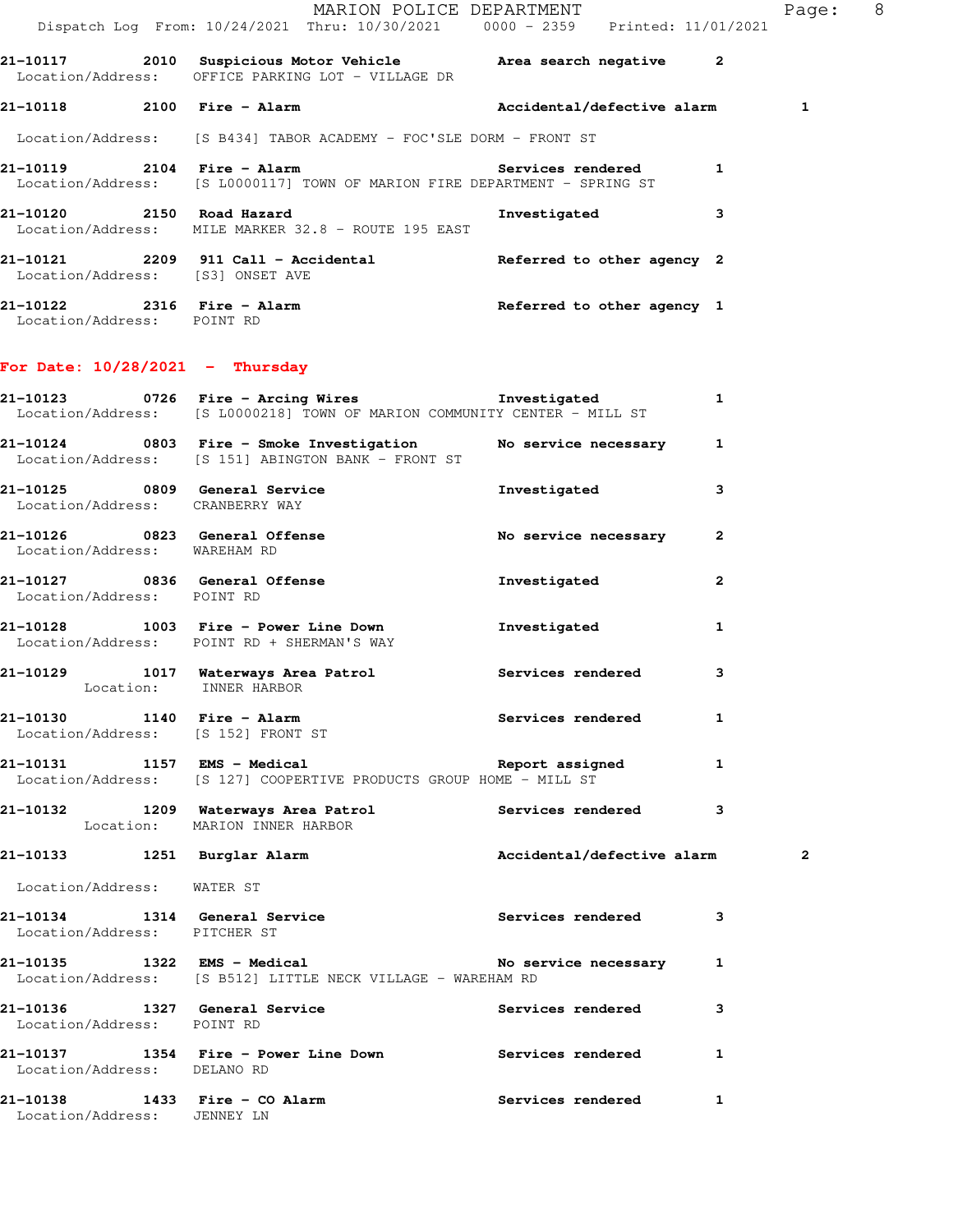21-10117 2010 **Suspicious Motor Vehicle** Area search negative 2
Location/Address: OFFICE PARKING LOT - VILLAGE DR

21-10118 2100 **Fire - Alarm** Accidental/defective alarm 1
Location/Address: [S B434] TABOR ACADEMY - FOC'SLE DORM - FRONT ST

21-10119 2104 **Fire - Alarm** Services rendered 1
Location/Address: [S L0000117] TOWN OF MARION FIRE DEPARTMENT - SPRING ST

21-10120 2150 **Road Hazard** Investigated 3
Location/Address: MILE MARKER 32.8 - ROUTE 195 EAST

21-10121 2209 **911 Call - Accidental** Referred to other agency 2
Location/Address: [S3] ONSET AVE

21-10122 2316 **Fire - Alarm** Referred to other agency 1
Location/Address: POINT RD

## For Date: 10/28/2021 - Thursday

21-10123 0726 **Fire - Arcing Wires** Investigated 1
Location/Address: [S L0000218] TOWN OF MARION COMMUNITY CENTER - MILL ST

21-10124 0803 **Fire - Smoke Investigation** No service necessary 1
Location/Address: [S 151] ABINGTON BANK - FRONT ST

21-10125 0809 **General Service** Investigated 3
Location/Address: CRANBERRY WAY

21-10126 0823 **General Offense** No service necessary 2
Location/Address: WAREHAM RD

21-10127 0836 **General Offense** Investigated 2
Location/Address: POINT RD

21-10128 1003 **Fire - Power Line Down** Investigated 1
Location/Address: POINT RD + SHERMAN'S WAY

21-10129 1017 **Waterways Area Patrol** Services rendered 3
Location: INNER HARBOR

21-10130 1140 **Fire - Alarm** Services rendered 1
Location/Address: [S 152] FRONT ST

21-10131 1157 **EMS - Medical** Report assigned 1
Location/Address: [S 127] COOPERTIVE PRODUCTS GROUP HOME - MILL ST

21-10132 1209 **Waterways Area Patrol** Services rendered 3
Location: MARION INNER HARBOR

21-10133 1251 **Burglar Alarm** Accidental/defective alarm 2
Location/Address: WATER ST

21-10134 1314 **General Service** Services rendered 3
Location/Address: PITCHER ST

21-10135 1322 **EMS - Medical** No service necessary 1
Location/Address: [S B512] LITTLE NECK VILLAGE - WAREHAM RD

21-10136 1327 **General Service** Services rendered 3
Location/Address: POINT RD

21-10137 1354 **Fire - Power Line Down** Services rendered 1
Location/Address: DELANO RD

21-10138 1433 **Fire - CO Alarm** Services rendered 1
Location/Address: JENNEY LN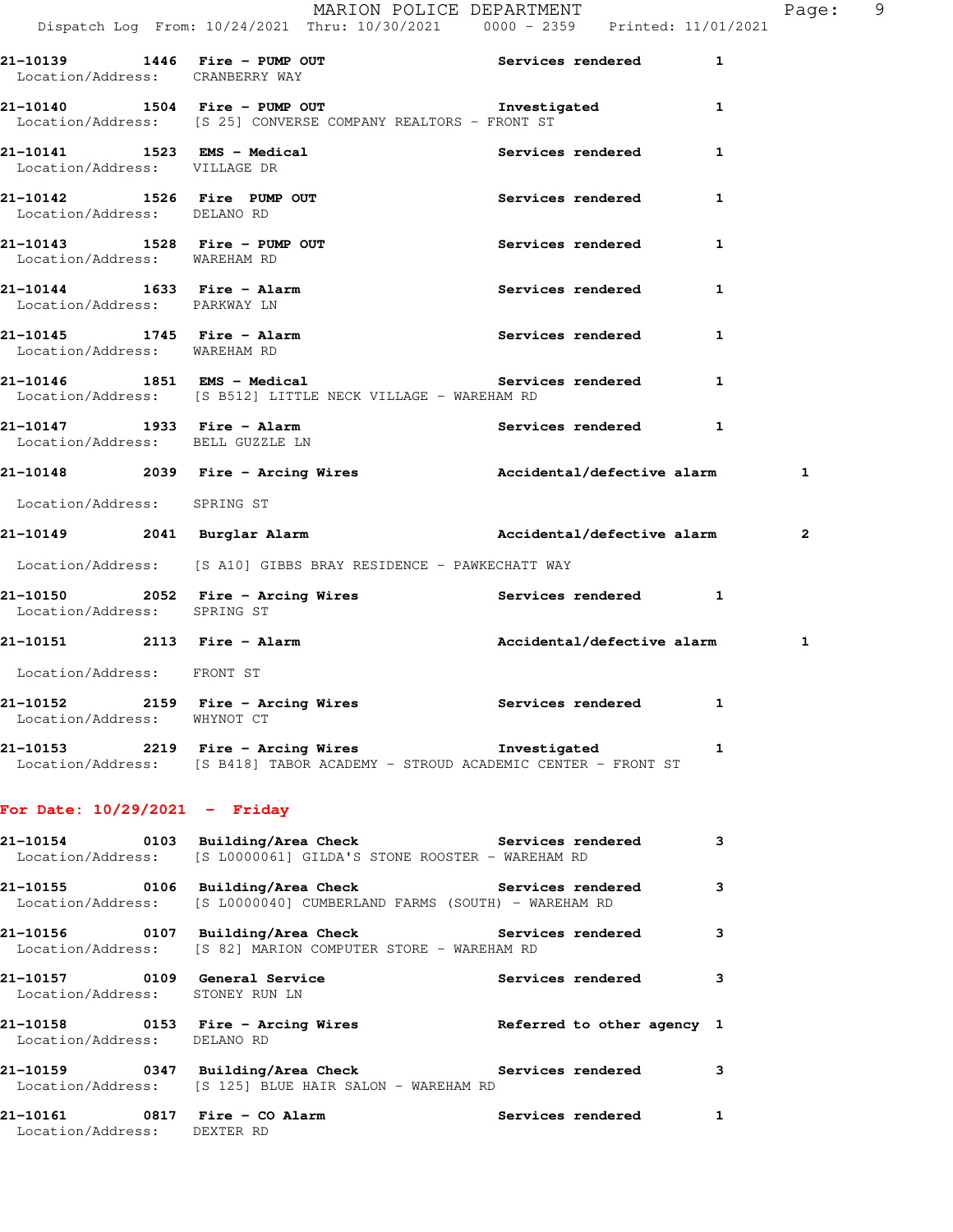21-10139 1446 Fire - PUMP OUT Services rendered 1
Location/Address: CRANBERRY WAY

21-10140 1504 Fire - PUMP OUT Investigated 1
Location/Address: [S 25] CONVERSE COMPANY REALTORS - FRONT ST

21-10141 1523 EMS - Medical Services rendered 1
Location/Address: VILLAGE DR

21-10142 1526 Fire PUMP OUT Services rendered 1
Location/Address: DELANO RD

21-10143 1528 Fire - PUMP OUT Services rendered 1
Location/Address: WAREHAM RD

21-10144 1633 Fire - Alarm Services rendered 1
Location/Address: PARKWAY LN

21-10145 1745 Fire - Alarm Services rendered 1
Location/Address: WAREHAM RD

21-10146 1851 EMS - Medical Services rendered 1
Location/Address: [S B512] LITTLE NECK VILLAGE - WAREHAM RD

21-10147 1933 Fire - Alarm Services rendered 1
Location/Address: BELL GUZZLE LN

21-10148 2039 Fire - Arcing Wires Accidental/defective alarm 1
Location/Address: SPRING ST

21-10149 2041 Burglar Alarm Accidental/defective alarm 2
Location/Address: [S A10] GIBBS BRAY RESIDENCE - PAWKECHATT WAY

21-10150 2052 Fire - Arcing Wires Services rendered 1
Location/Address: SPRING ST

21-10151 2113 Fire - Alarm Accidental/defective alarm 1
Location/Address: FRONT ST

21-10152 2159 Fire - Arcing Wires Services rendered 1
Location/Address: WHYNOT CT

21-10153 2219 Fire - Arcing Wires Investigated 1
Location/Address: [S B418] TABOR ACADEMY - STROUD ACADEMIC CENTER - FRONT ST

**For Date: 10/29/2021 - Friday**

21-10154 0103 Building/Area Check Services rendered 3
Location/Address: [S L0000061] GILDA'S STONE ROOSTER - WAREHAM RD

21-10155 0106 Building/Area Check Services rendered 3
Location/Address: [S L0000040] CUMBERLAND FARMS (SOUTH) - WAREHAM RD

21-10156 0107 Building/Area Check Services rendered 3
Location/Address: [S 82] MARION COMPUTER STORE - WAREHAM RD

21-10157 0109 General Service Services rendered 3
Location/Address: STONEY RUN LN

21-10158 0153 Fire - Arcing Wires Referred to other agency 1
Location/Address: DELANO RD

21-10159 0347 Building/Area Check Services rendered 3
Location/Address: [S 125] BLUE HAIR SALON - WAREHAM RD

21-10161 0817 Fire - CO Alarm Services rendered 1
Location/Address: DEXTER RD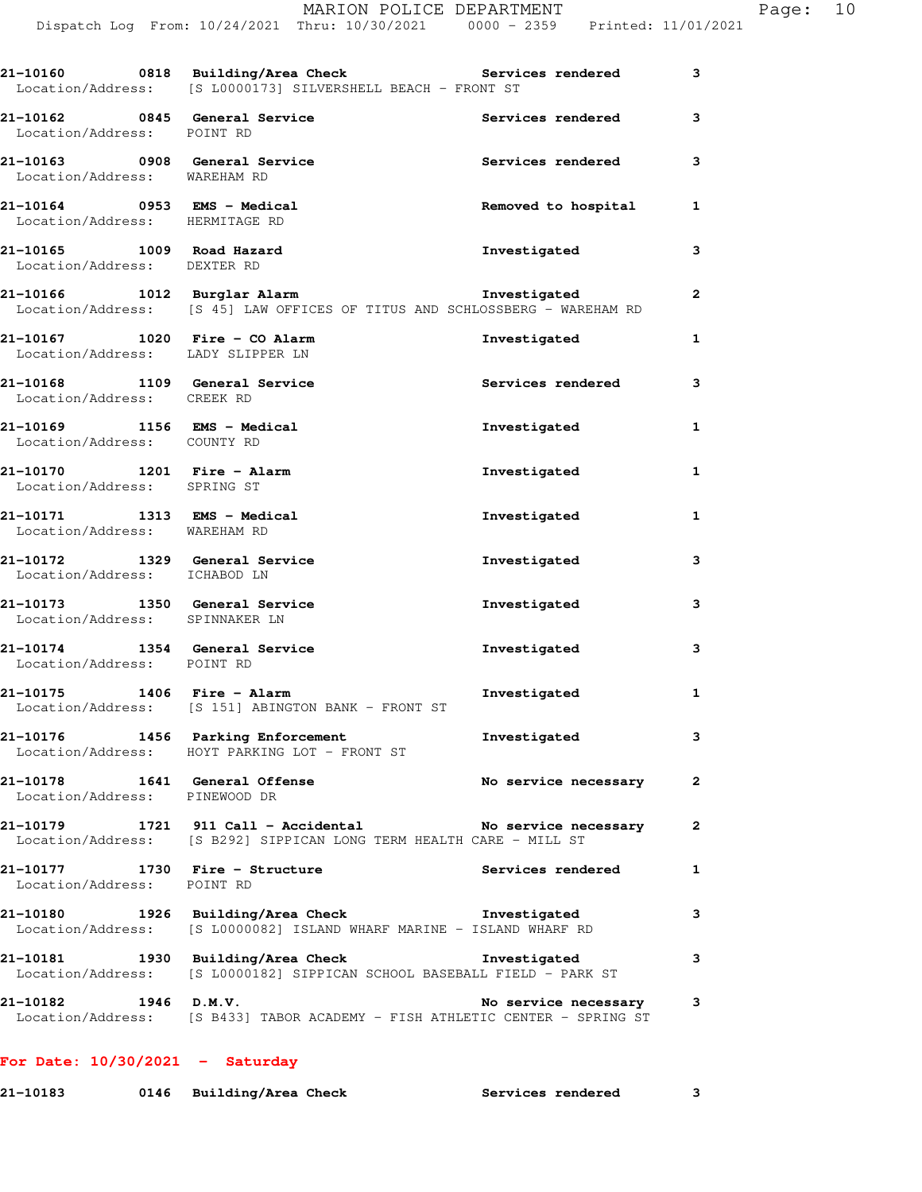| Call Number | Time | Call Reason | Action | Priority |
|---|---|---|---|---|
| 21-10160 | 0818 | **Building/Area Check** | **Services rendered** | **3** |
| Location/Address: | [S L0000173] SILVERSHELL BEACH - FRONT ST | | | |
| 21-10162 | 0845 | **General Service** | **Services rendered** | **3** |
| Location/Address: | POINT RD | | | |
| 21-10163 | 0908 | **General Service** | **Services rendered** | **3** |
| Location/Address: | WAREHAM RD | | | |
| 21-10164 | 0953 | **EMS - Medical** | **Removed to hospital** | **1** |
| Location/Address: | HERMITAGE RD | | | |
| 21-10165 | 1009 | **Road Hazard** | **Investigated** | **3** |
| Location/Address: | DEXTER RD | | | |
| 21-10166 | 1012 | **Burglar Alarm** | **Investigated** | **2** |
| Location/Address: | [S 45] LAW OFFICES OF TITUS AND SCHLOSSBERG - WAREHAM RD | | | |
| 21-10167 | 1020 | **Fire - CO Alarm** | **Investigated** | **1** |
| Location/Address: | LADY SLIPPER LN | | | |
| 21-10168 | 1109 | **General Service** | **Services rendered** | **3** |
| Location/Address: | CREEK RD | | | |
| 21-10169 | 1156 | **EMS - Medical** | **Investigated** | **1** |
| Location/Address: | COUNTY RD | | | |
| 21-10170 | 1201 | **Fire - Alarm** | **Investigated** | **1** |
| Location/Address: | SPRING ST | | | |
| 21-10171 | 1313 | **EMS - Medical** | **Investigated** | **1** |
| Location/Address: | WAREHAM RD | | | |
| 21-10172 | 1329 | **General Service** | **Investigated** | **3** |
| Location/Address: | ICHABOD LN | | | |
| 21-10173 | 1350 | **General Service** | **Investigated** | **3** |
| Location/Address: | SPINNAKER LN | | | |
| 21-10174 | 1354 | **General Service** | **Investigated** | **3** |
| Location/Address: | POINT RD | | | |
| 21-10175 | 1406 | **Fire - Alarm** | **Investigated** | **1** |
| Location/Address: | [S 151] ABINGTON BANK - FRONT ST | | | |
| 21-10176 | 1456 | **Parking Enforcement** | **Investigated** | **3** |
| Location/Address: | HOYT PARKING LOT - FRONT ST | | | |
| 21-10178 | 1641 | **General Offense** | **No service necessary** | **2** |
| Location/Address: | PINEWOOD DR | | | |
| 21-10179 | 1721 | **911 Call - Accidental** | **No service necessary** | **2** |
| Location/Address: | [S B292] SIPPICAN LONG TERM HEALTH CARE - MILL ST | | | |
| 21-10177 | 1730 | **Fire - Structure** | **Services rendered** | **1** |
| Location/Address: | POINT RD | | | |
| 21-10180 | 1926 | **Building/Area Check** | **Investigated** | **3** |
| Location/Address: | [S L0000082] ISLAND WHARF MARINE - ISLAND WHARF RD | | | |
| 21-10181 | 1930 | **Building/Area Check** | **Investigated** | **3** |
| Location/Address: | [S L0000182] SIPPICAN SCHOOL BASEBALL FIELD - PARK ST | | | |
| 21-10182 | 1946 | **D.M.V.** | **No service necessary** | **3** |
| Location/Address: | [S B433] TABOR ACADEMY - FISH ATHLETIC CENTER - SPRING ST | | | |

**For Date: 10/30/2021 - Saturday**

| Call Number | Time | Call Reason | Action | Priority |
|---|---|---|---|---|
| 21-10183 | 0146 | **Building/Area Check** | **Services rendered** | **3** |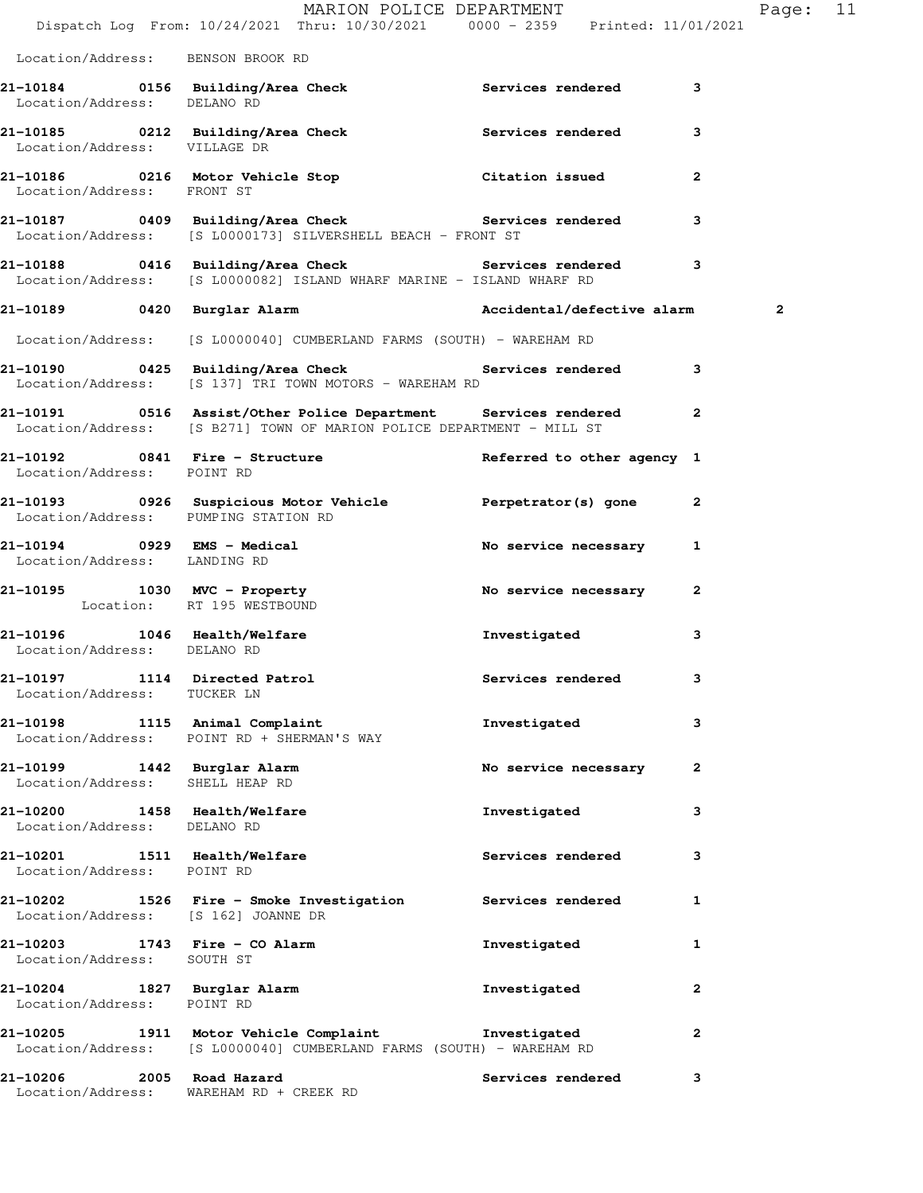Location/Address: BENSON BROOK RD

| | | | | |
|---|---|---|---|---|
| 21-10184 | 0156 | Building/Area Check | Services rendered | 3 |
| Location/Address: DELANO RD | | | | |
| 21-10185 | 0212 | Building/Area Check | Services rendered | 3 |
| Location/Address: VILLAGE DR | | | | |
| 21-10186 | 0216 | Motor Vehicle Stop | Citation issued | 2 |
| Location/Address: FRONT ST | | | | |
| 21-10187 | 0409 | Building/Area Check | Services rendered | 3 |
| Location/Address: [S L0000173] SILVERSHELL BEACH - FRONT ST | | | | |
| 21-10188 | 0416 | Building/Area Check | Services rendered | 3 |
| Location/Address: [S L0000082] ISLAND WHARF MARINE - ISLAND WHARF RD | | | | |
| 21-10189 | 0420 | Burglar Alarm | Accidental/defective alarm | 2 |
| Location/Address: [S L0000040] CUMBERLAND FARMS (SOUTH) - WAREHAM RD | | | | |
| 21-10190 | 0425 | Building/Area Check | Services rendered | 3 |
| Location/Address: [S 137] TRI TOWN MOTORS - WAREHAM RD | | | | |
| 21-10191 | 0516 | Assist/Other Police Department | Services rendered | 2 |
| Location/Address: [S B271] TOWN OF MARION POLICE DEPARTMENT - MILL ST | | | | |
| 21-10192 | 0841 | Fire - Structure | Referred to other agency | 1 |
| Location/Address: POINT RD | | | | |
| 21-10193 | 0926 | Suspicious Motor Vehicle | Perpetrator(s) gone | 2 |
| Location/Address: PUMPING STATION RD | | | | |
| 21-10194 | 0929 | EMS - Medical | No service necessary | 1 |
| Location/Address: LANDING RD | | | | |
| 21-10195 | 1030 | MVC - Property | No service necessary | 2 |
| Location: RT 195 WESTBOUND | | | | |
| 21-10196 | 1046 | Health/Welfare | Investigated | 3 |
| Location/Address: DELANO RD | | | | |
| 21-10197 | 1114 | Directed Patrol | Services rendered | 3 |
| Location/Address: TUCKER LN | | | | |
| 21-10198 | 1115 | Animal Complaint | Investigated | 3 |
| Location/Address: POINT RD + SHERMAN'S WAY | | | | |
| 21-10199 | 1442 | Burglar Alarm | No service necessary | 2 |
| Location/Address: SHELL HEAP RD | | | | |
| 21-10200 | 1458 | Health/Welfare | Investigated | 3 |
| Location/Address: DELANO RD | | | | |
| 21-10201 | 1511 | Health/Welfare | Services rendered | 3 |
| Location/Address: POINT RD | | | | |
| 21-10202 | 1526 | Fire - Smoke Investigation | Services rendered | 1 |
| Location/Address: [S 162] JOANNE DR | | | | |
| 21-10203 | 1743 | Fire - CO Alarm | Investigated | 1 |
| Location/Address: SOUTH ST | | | | |
| 21-10204 | 1827 | Burglar Alarm | Investigated | 2 |
| Location/Address: POINT RD | | | | |
| 21-10205 | 1911 | Motor Vehicle Complaint | Investigated | 2 |
| Location/Address: [S L0000040] CUMBERLAND FARMS (SOUTH) - WAREHAM RD | | | | |
| 21-10206 | 2005 | Road Hazard | Services rendered | 3 |
| Location/Address: WAREHAM RD + CREEK RD | | | | |